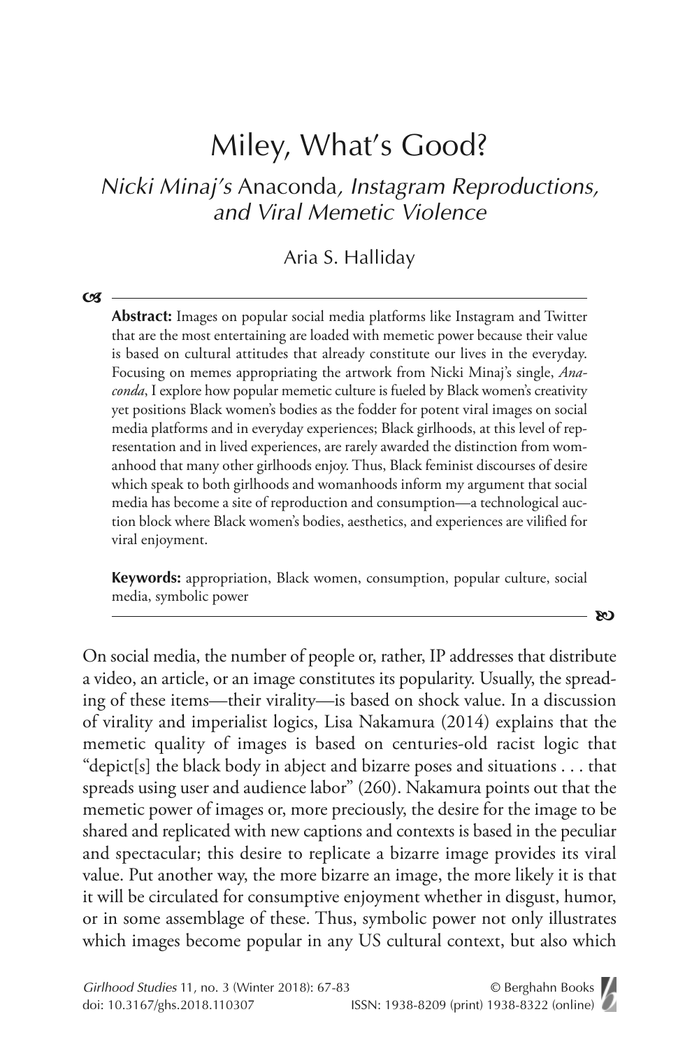# Miley, What's Good?

## *Nicki Minaj's* Anaconda*, Instagram Reproductions, and Viral Memetic Violence*

Aria S. Halliday

**Abstract:** Images on popular social media platforms like Instagram and Twitter that are the most entertaining are loaded with memetic power because their value is based on cultural attitudes that already constitute our lives in the everyday. Focusing on memes appropriating the artwork from Nicki Minaj's single, *Anaconda*, I explore how popular memetic culture is fueled by Black women's creativity yet positions Black women's bodies as the fodder for potent viral images on social media platforms and in everyday experiences; Black girlhoods, at this level of representation and in lived experiences, are rarely awarded the distinction from womanhood that many other girlhoods enjoy. Thus, Black feminist discourses of desire which speak to both girlhoods and womanhoods inform my argument that social media has become a site of reproduction and consumption—a technological auction block where Black women's bodies, aesthetics, and experiences are vilified for viral enjoyment.

**Keywords:** appropriation, Black women, consumption, popular culture, social media, symbolic power

On social media, the number of people or, rather, IP addresses that distribute a video, an article, or an image constitutes its popularity. Usually, the spreading of these items—their virality—is based on shock value. In a discussion of virality and imperialist logics, Lisa Nakamura (2014) explains that the memetic quality of images is based on centuries-old racist logic that "depict[s] the black body in abject and bizarre poses and situations . . . that spreads using user and audience labor" (260). Nakamura points out that the memetic power of images or, more preciously, the desire for the image to be shared and replicated with new captions and contexts is based in the peculiar and spectacular; this desire to replicate a bizarre image provides its viral value. Put another way, the more bizarre an image, the more likely it is that it will be circulated for consumptive enjoyment whether in disgust, humor, or in some assemblage of these. Thus, symbolic power not only illustrates which images become popular in any US cultural context, but also which

*Girlhood Studies* 11, no. 3 (Winter 2018): 67-83 © Berghahn Books
doi: 10.3167/ghs.2018.110307 ISSN: 1938-8209 (print) 1938-8322 (online)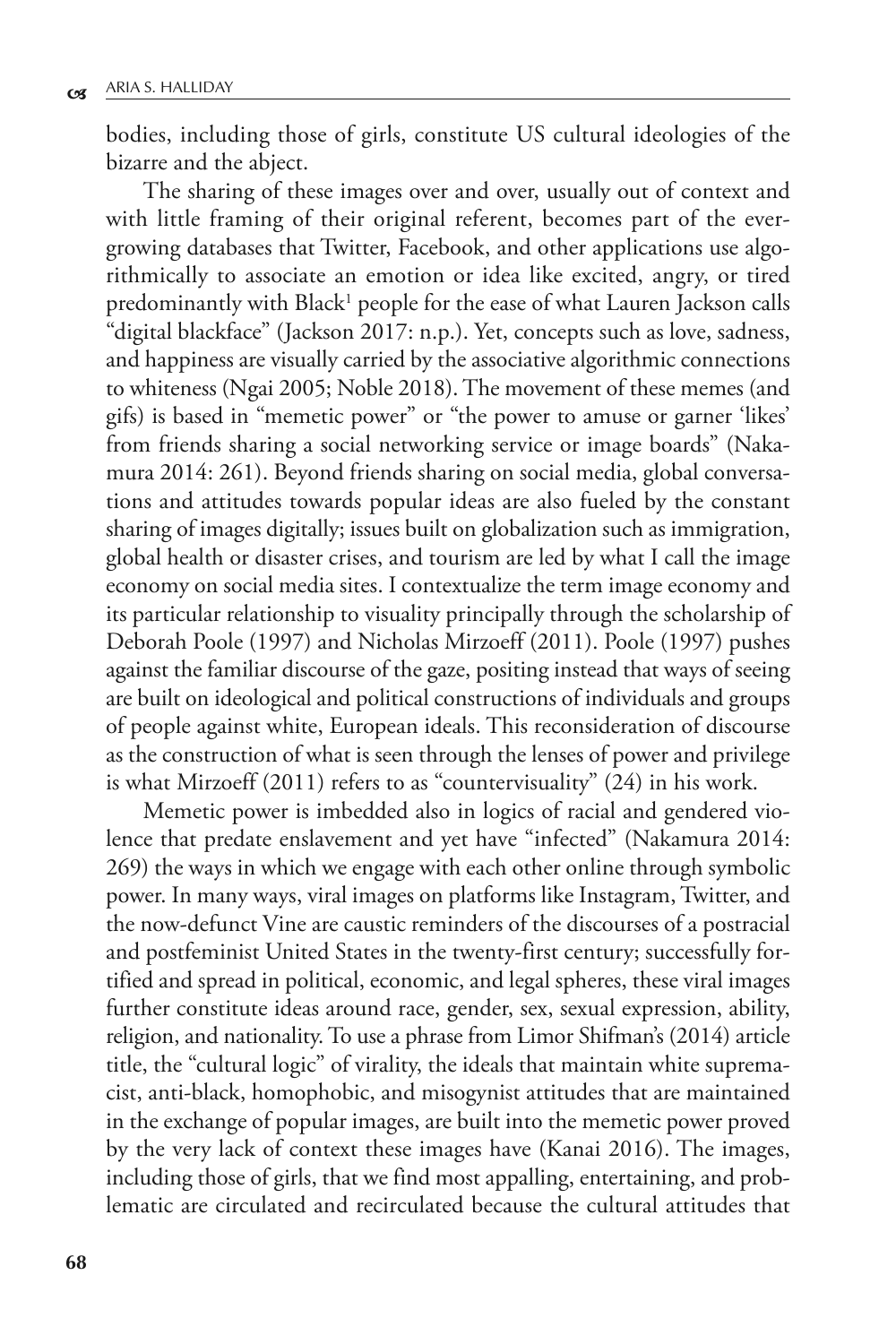bodies, including those of girls, constitute US cultural ideologies of the bizarre and the abject.

The sharing of these images over and over, usually out of context and with little framing of their original referent, becomes part of the ever-growing databases that Twitter, Facebook, and other applications use algorithmically to associate an emotion or idea like excited, angry, or tired predominantly with Black[1] people for the ease of what Lauren Jackson calls "digital blackface" (Jackson 2017: n.p.). Yet, concepts such as love, sadness, and happiness are visually carried by the associative algorithmic connections to whiteness (Ngai 2005; Noble 2018). The movement of these memes (and gifs) is based in "memetic power" or "the power to amuse or garner 'likes' from friends sharing a social networking service or image boards" (Nakamura 2014: 261). Beyond friends sharing on social media, global conversations and attitudes towards popular ideas are also fueled by the constant sharing of images digitally; issues built on globalization such as immigration, global health or disaster crises, and tourism are led by what I call the image economy on social media sites. I contextualize the term image economy and its particular relationship to visuality principally through the scholarship of Deborah Poole (1997) and Nicholas Mirzoeff (2011). Poole (1997) pushes against the familiar discourse of the gaze, positing instead that ways of seeing are built on ideological and political constructions of individuals and groups of people against white, European ideals. This reconsideration of discourse as the construction of what is seen through the lenses of power and privilege is what Mirzoeff (2011) refers to as "countervisuality" (24) in his work.

Memetic power is imbedded also in logics of racial and gendered violence that predate enslavement and yet have "infected" (Nakamura 2014: 269) the ways in which we engage with each other online through symbolic power. In many ways, viral images on platforms like Instagram, Twitter, and the now-defunct Vine are caustic reminders of the discourses of a postracial and postfeminist United States in the twenty-first century; successfully fortified and spread in political, economic, and legal spheres, these viral images further constitute ideas around race, gender, sex, sexual expression, ability, religion, and nationality. To use a phrase from Limor Shifman's (2014) article title, the "cultural logic" of virality, the ideals that maintain white supremacist, anti-black, homophobic, and misogynist attitudes that are maintained in the exchange of popular images, are built into the memetic power proved by the very lack of context these images have (Kanai 2016). The images, including those of girls, that we find most appalling, entertaining, and problematic are circulated and recirculated because the cultural attitudes that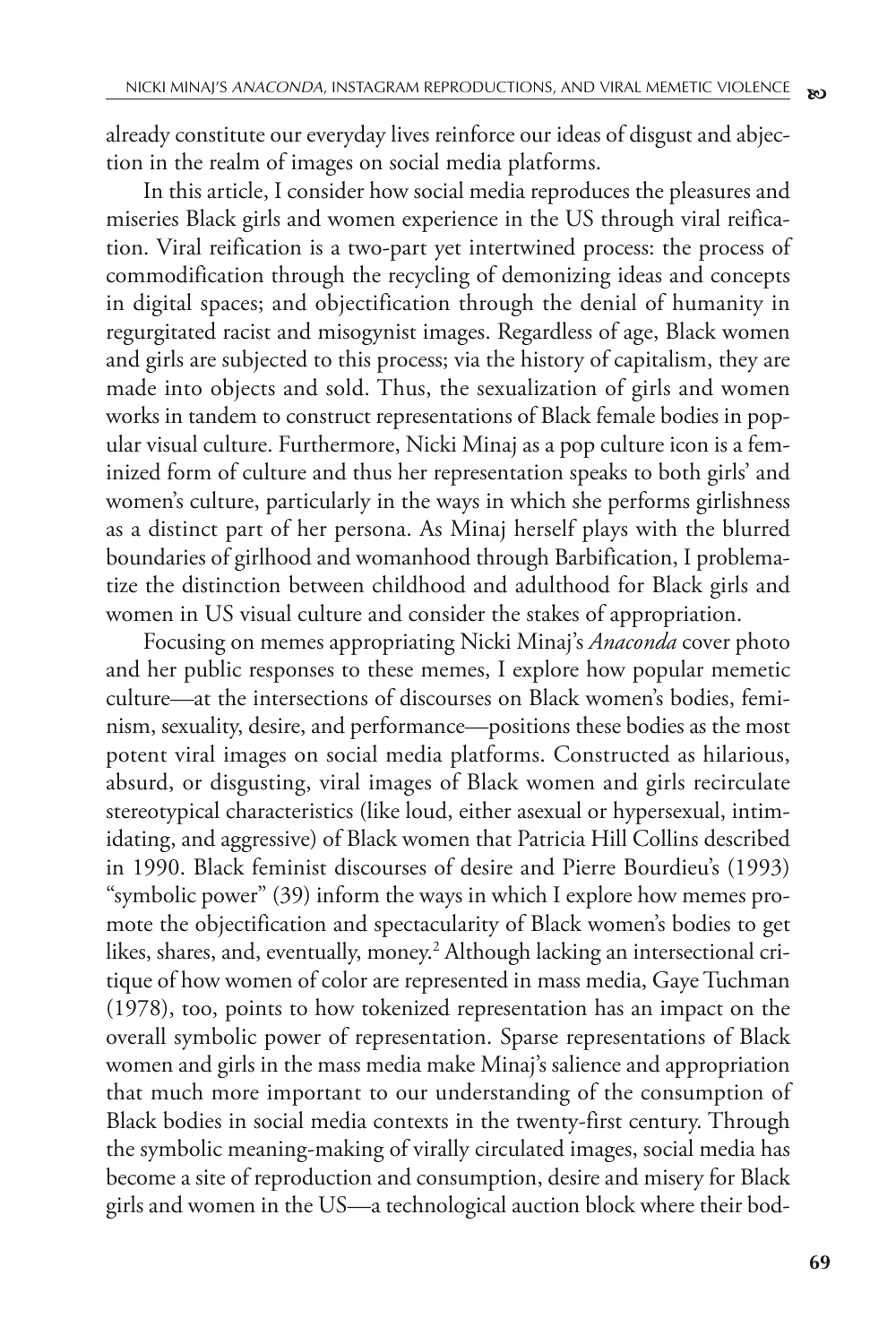already constitute our everyday lives reinforce our ideas of disgust and abjection in the realm of images on social media platforms.

In this article, I consider how social media reproduces the pleasures and miseries Black girls and women experience in the US through viral reification. Viral reification is a two-part yet intertwined process: the process of commodification through the recycling of demonizing ideas and concepts in digital spaces; and objectification through the denial of humanity in regurgitated racist and misogynist images. Regardless of age, Black women and girls are subjected to this process; via the history of capitalism, they are made into objects and sold. Thus, the sexualization of girls and women works in tandem to construct representations of Black female bodies in popular visual culture. Furthermore, Nicki Minaj as a pop culture icon is a feminized form of culture and thus her representation speaks to both girls' and women's culture, particularly in the ways in which she performs girlishness as a distinct part of her persona. As Minaj herself plays with the blurred boundaries of girlhood and womanhood through Barbification, I problematize the distinction between childhood and adulthood for Black girls and women in US visual culture and consider the stakes of appropriation.

Focusing on memes appropriating Nicki Minaj's *Anaconda* cover photo and her public responses to these memes, I explore how popular memetic culture—at the intersections of discourses on Black women's bodies, feminism, sexuality, desire, and performance—positions these bodies as the most potent viral images on social media platforms. Constructed as hilarious, absurd, or disgusting, viral images of Black women and girls recirculate stereotypical characteristics (like loud, either asexual or hypersexual, intimidating, and aggressive) of Black women that Patricia Hill Collins described in 1990. Black feminist discourses of desire and Pierre Bourdieu's (1993) "symbolic power" (39) inform the ways in which I explore how memes promote the objectification and spectacularity of Black women's bodies to get likes, shares, and, eventually, money.[2] Although lacking an intersectional critique of how women of color are represented in mass media, Gaye Tuchman (1978), too, points to how tokenized representation has an impact on the overall symbolic power of representation. Sparse representations of Black women and girls in the mass media make Minaj's salience and appropriation that much more important to our understanding of the consumption of Black bodies in social media contexts in the twenty-first century. Through the symbolic meaning-making of virally circulated images, social media has become a site of reproduction and consumption, desire and misery for Black girls and women in the US—a technological auction block where their bod-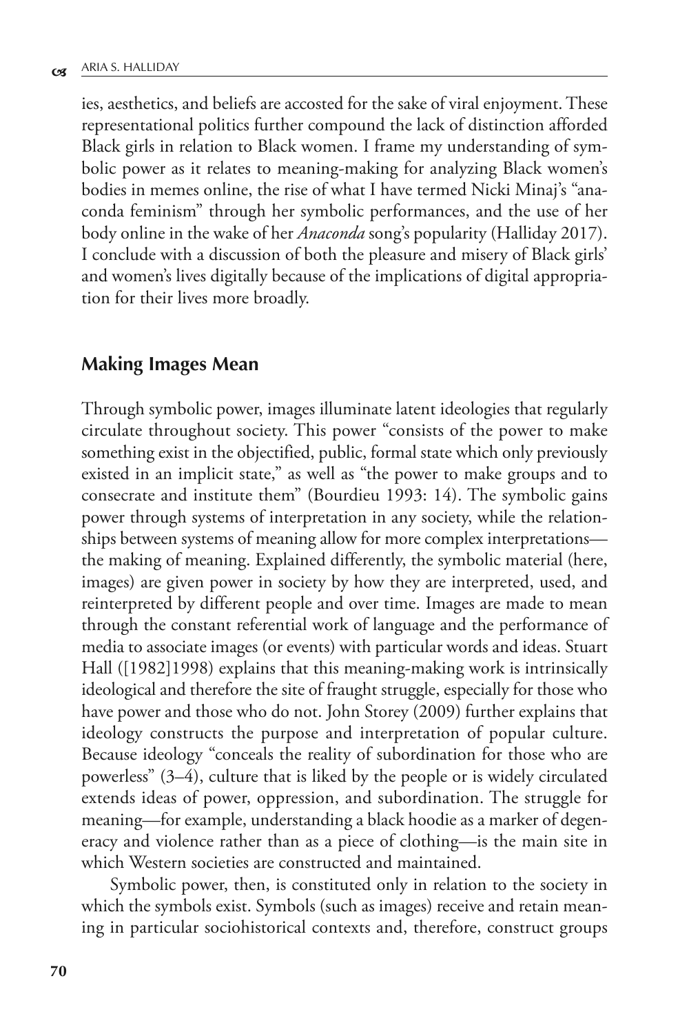ies, aesthetics, and beliefs are accosted for the sake of viral enjoyment. These representational politics further compound the lack of distinction afforded Black girls in relation to Black women. I frame my understanding of symbolic power as it relates to meaning-making for analyzing Black women's bodies in memes online, the rise of what I have termed Nicki Minaj's "anaconda feminism" through her symbolic performances, and the use of her body online in the wake of her *Anaconda* song's popularity (Halliday 2017). I conclude with a discussion of both the pleasure and misery of Black girls' and women's lives digitally because of the implications of digital appropriation for their lives more broadly.

## Making Images Mean

Through symbolic power, images illuminate latent ideologies that regularly circulate throughout society. This power "consists of the power to make something exist in the objectified, public, formal state which only previously existed in an implicit state," as well as "the power to make groups and to consecrate and institute them" (Bourdieu 1993: 14). The symbolic gains power through systems of interpretation in any society, while the relationships between systems of meaning allow for more complex interpretations—the making of meaning. Explained differently, the symbolic material (here, images) are given power in society by how they are interpreted, used, and reinterpreted by different people and over time. Images are made to mean through the constant referential work of language and the performance of media to associate images (or events) with particular words and ideas. Stuart Hall ([1982]1998) explains that this meaning-making work is intrinsically ideological and therefore the site of fraught struggle, especially for those who have power and those who do not. John Storey (2009) further explains that ideology constructs the purpose and interpretation of popular culture. Because ideology "conceals the reality of subordination for those who are powerless" (3–4), culture that is liked by the people or is widely circulated extends ideas of power, oppression, and subordination. The struggle for meaning—for example, understanding a black hoodie as a marker of degeneracy and violence rather than as a piece of clothing—is the main site in which Western societies are constructed and maintained.

Symbolic power, then, is constituted only in relation to the society in which the symbols exist. Symbols (such as images) receive and retain meaning in particular sociohistorical contexts and, therefore, construct groups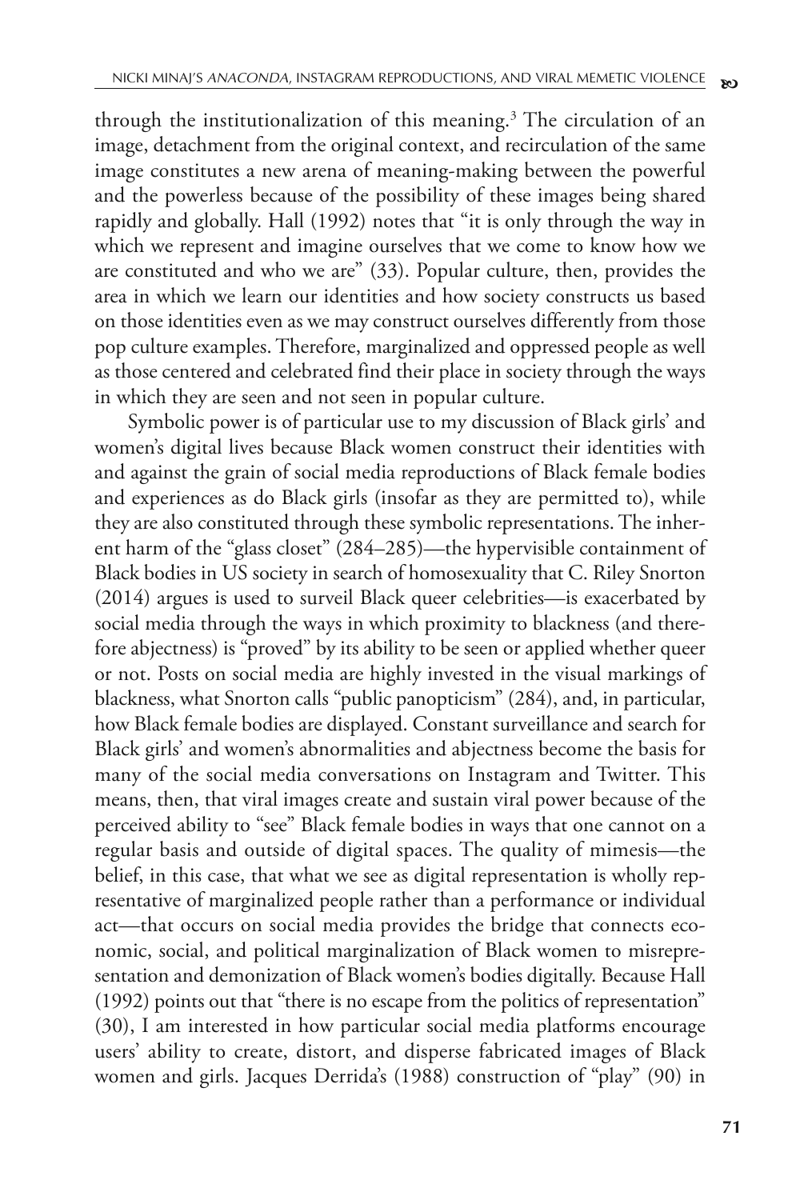through the institutionalization of this meaning.[3] The circulation of an image, detachment from the original context, and recirculation of the same image constitutes a new arena of meaning-making between the powerful and the powerless because of the possibility of these images being shared rapidly and globally. Hall (1992) notes that "it is only through the way in which we represent and imagine ourselves that we come to know how we are constituted and who we are" (33). Popular culture, then, provides the area in which we learn our identities and how society constructs us based on those identities even as we may construct ourselves differently from those pop culture examples. Therefore, marginalized and oppressed people as well as those centered and celebrated find their place in society through the ways in which they are seen and not seen in popular culture.

Symbolic power is of particular use to my discussion of Black girls' and women's digital lives because Black women construct their identities with and against the grain of social media reproductions of Black female bodies and experiences as do Black girls (insofar as they are permitted to), while they are also constituted through these symbolic representations. The inherent harm of the "glass closet" (284–285)—the hypervisible containment of Black bodies in US society in search of homosexuality that C. Riley Snorton (2014) argues is used to surveil Black queer celebrities—is exacerbated by social media through the ways in which proximity to blackness (and therefore abjectness) is "proved" by its ability to be seen or applied whether queer or not. Posts on social media are highly invested in the visual markings of blackness, what Snorton calls "public panopticism" (284), and, in particular, how Black female bodies are displayed. Constant surveillance and search for Black girls' and women's abnormalities and abjectness become the basis for many of the social media conversations on Instagram and Twitter. This means, then, that viral images create and sustain viral power because of the perceived ability to "see" Black female bodies in ways that one cannot on a regular basis and outside of digital spaces. The quality of mimesis—the belief, in this case, that what we see as digital representation is wholly representative of marginalized people rather than a performance or individual act—that occurs on social media provides the bridge that connects economic, social, and political marginalization of Black women to misrepresentation and demonization of Black women's bodies digitally. Because Hall (1992) points out that "there is no escape from the politics of representation" (30), I am interested in how particular social media platforms encourage users' ability to create, distort, and disperse fabricated images of Black women and girls. Jacques Derrida's (1988) construction of "play" (90) in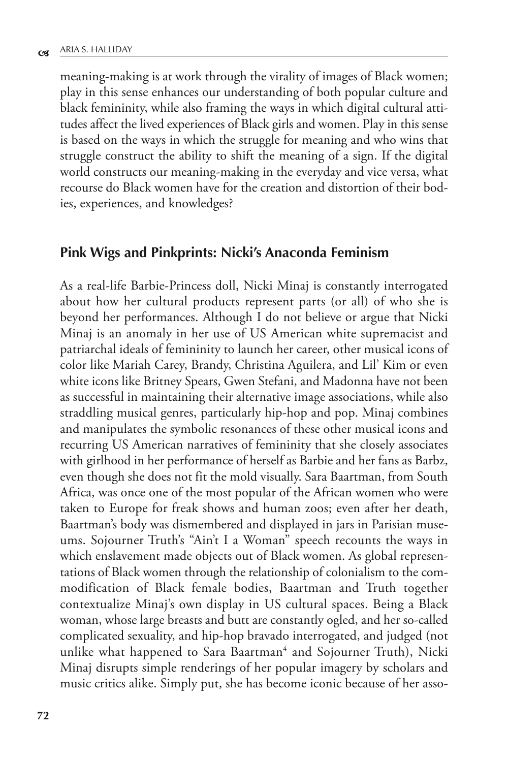meaning-making is at work through the virality of images of Black women; play in this sense enhances our understanding of both popular culture and black femininity, while also framing the ways in which digital cultural attitudes affect the lived experiences of Black girls and women. Play in this sense is based on the ways in which the struggle for meaning and who wins that struggle construct the ability to shift the meaning of a sign. If the digital world constructs our meaning-making in the everyday and vice versa, what recourse do Black women have for the creation and distortion of their bodies, experiences, and knowledges?

## Pink Wigs and Pinkprints: Nicki's Anaconda Feminism

As a real-life Barbie-Princess doll, Nicki Minaj is constantly interrogated about how her cultural products represent parts (or all) of who she is beyond her performances. Although I do not believe or argue that Nicki Minaj is an anomaly in her use of US American white supremacist and patriarchal ideals of femininity to launch her career, other musical icons of color like Mariah Carey, Brandy, Christina Aguilera, and Lil' Kim or even white icons like Britney Spears, Gwen Stefani, and Madonna have not been as successful in maintaining their alternative image associations, while also straddling musical genres, particularly hip-hop and pop. Minaj combines and manipulates the symbolic resonances of these other musical icons and recurring US American narratives of femininity that she closely associates with girlhood in her performance of herself as Barbie and her fans as Barbz, even though she does not fit the mold visually. Sara Baartman, from South Africa, was once one of the most popular of the African women who were taken to Europe for freak shows and human zoos; even after her death, Baartman's body was dismembered and displayed in jars in Parisian museums. Sojourner Truth's "Ain't I a Woman" speech recounts the ways in which enslavement made objects out of Black women. As global representations of Black women through the relationship of colonialism to the commodification of Black female bodies, Baartman and Truth together contextualize Minaj's own display in US cultural spaces. Being a Black woman, whose large breasts and butt are constantly ogled, and her so-called complicated sexuality, and hip-hop bravado interrogated, and judged (not unlike what happened to Sara Baartman[4] and Sojourner Truth), Nicki Minaj disrupts simple renderings of her popular imagery by scholars and music critics alike. Simply put, she has become iconic because of her asso-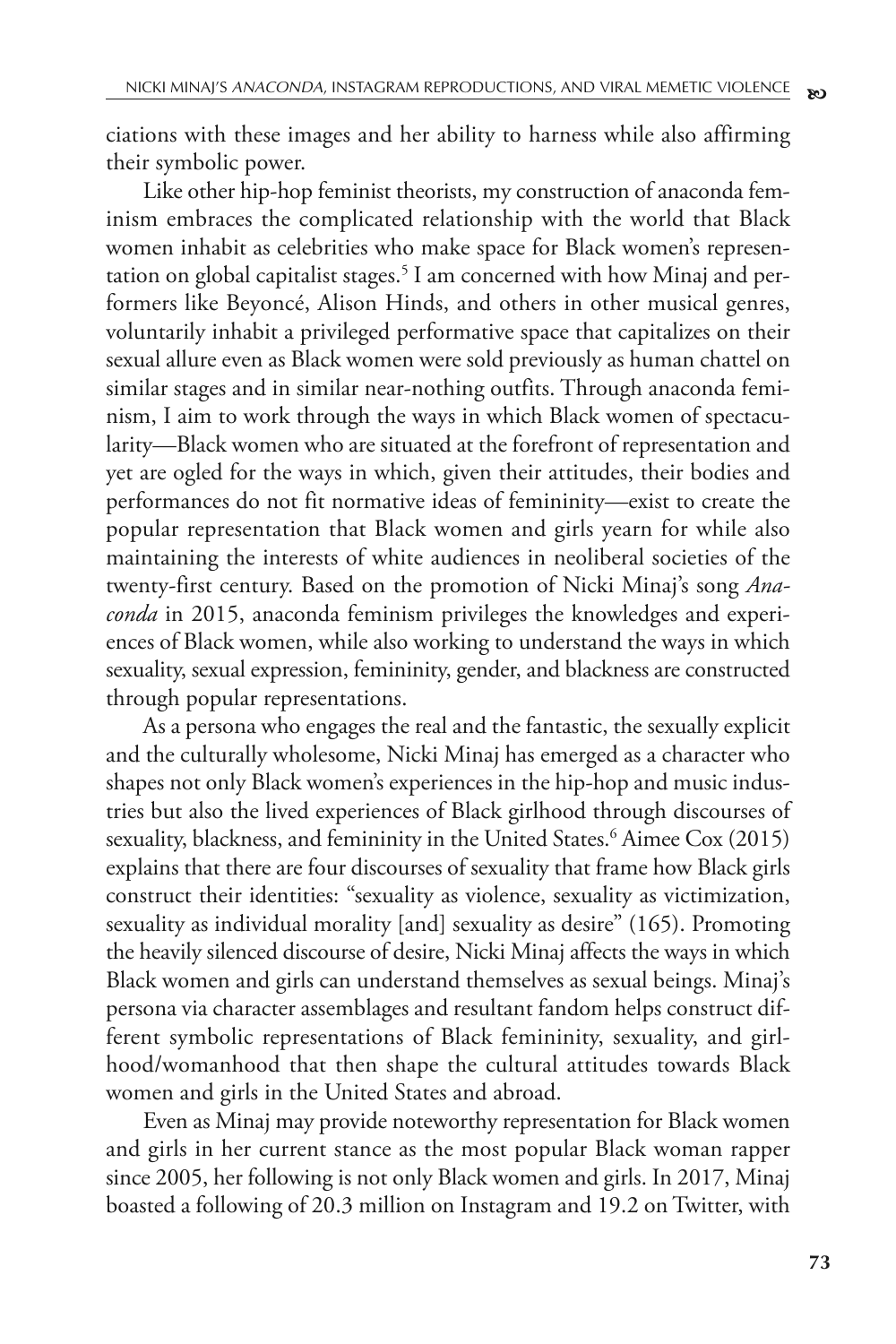ciations with these images and her ability to harness while also affirming their symbolic power.

Like other hip-hop feminist theorists, my construction of anaconda feminism embraces the complicated relationship with the world that Black women inhabit as celebrities who make space for Black women's representation on global capitalist stages.[5] I am concerned with how Minaj and performers like Beyoncé, Alison Hinds, and others in other musical genres, voluntarily inhabit a privileged performative space that capitalizes on their sexual allure even as Black women were sold previously as human chattel on similar stages and in similar near-nothing outfits. Through anaconda feminism, I aim to work through the ways in which Black women of spectacularity—Black women who are situated at the forefront of representation and yet are ogled for the ways in which, given their attitudes, their bodies and performances do not fit normative ideas of femininity—exist to create the popular representation that Black women and girls yearn for while also maintaining the interests of white audiences in neoliberal societies of the twenty-first century. Based on the promotion of Nicki Minaj's song *Anaconda* in 2015, anaconda feminism privileges the knowledges and experiences of Black women, while also working to understand the ways in which sexuality, sexual expression, femininity, gender, and blackness are constructed through popular representations.

As a persona who engages the real and the fantastic, the sexually explicit and the culturally wholesome, Nicki Minaj has emerged as a character who shapes not only Black women's experiences in the hip-hop and music industries but also the lived experiences of Black girlhood through discourses of sexuality, blackness, and femininity in the United States.[6] Aimee Cox (2015) explains that there are four discourses of sexuality that frame how Black girls construct their identities: "sexuality as violence, sexuality as victimization, sexuality as individual morality [and] sexuality as desire" (165). Promoting the heavily silenced discourse of desire, Nicki Minaj affects the ways in which Black women and girls can understand themselves as sexual beings. Minaj's persona via character assemblages and resultant fandom helps construct different symbolic representations of Black femininity, sexuality, and girlhood/womanhood that then shape the cultural attitudes towards Black women and girls in the United States and abroad.

Even as Minaj may provide noteworthy representation for Black women and girls in her current stance as the most popular Black woman rapper since 2005, her following is not only Black women and girls. In 2017, Minaj boasted a following of 20.3 million on Instagram and 19.2 on Twitter, with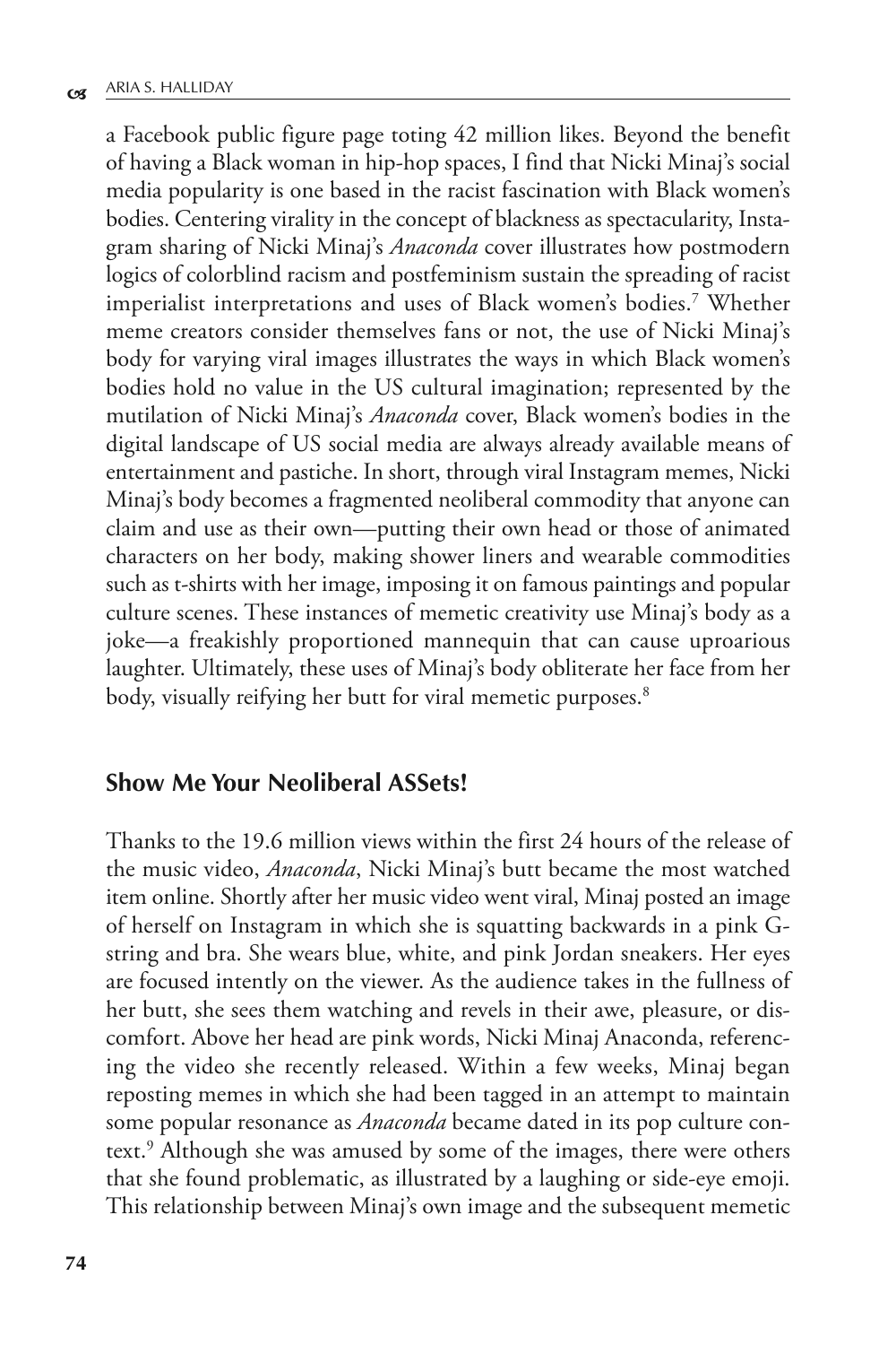a Facebook public figure page toting 42 million likes. Beyond the benefit of having a Black woman in hip-hop spaces, I find that Nicki Minaj's social media popularity is one based in the racist fascination with Black women's bodies. Centering virality in the concept of blackness as spectacularity, Instagram sharing of Nicki Minaj's *Anaconda* cover illustrates how postmodern logics of colorblind racism and postfeminism sustain the spreading of racist imperialist interpretations and uses of Black women's bodies.[7] Whether meme creators consider themselves fans or not, the use of Nicki Minaj's body for varying viral images illustrates the ways in which Black women's bodies hold no value in the US cultural imagination; represented by the mutilation of Nicki Minaj's *Anaconda* cover, Black women's bodies in the digital landscape of US social media are always already available means of entertainment and pastiche. In short, through viral Instagram memes, Nicki Minaj's body becomes a fragmented neoliberal commodity that anyone can claim and use as their own—putting their own head or those of animated characters on her body, making shower liners and wearable commodities such as t-shirts with her image, imposing it on famous paintings and popular culture scenes. These instances of memetic creativity use Minaj's body as a joke—a freakishly proportioned mannequin that can cause uproarious laughter. Ultimately, these uses of Minaj's body obliterate her face from her body, visually reifying her butt for viral memetic purposes.[8]

## Show Me Your Neoliberal ASSets!

Thanks to the 19.6 million views within the first 24 hours of the release of the music video, *Anaconda*, Nicki Minaj's butt became the most watched item online. Shortly after her music video went viral, Minaj posted an image of herself on Instagram in which she is squatting backwards in a pink G-string and bra. She wears blue, white, and pink Jordan sneakers. Her eyes are focused intently on the viewer. As the audience takes in the fullness of her butt, she sees them watching and revels in their awe, pleasure, or discomfort. Above her head are pink words, Nicki Minaj Anaconda, referencing the video she recently released. Within a few weeks, Minaj began reposting memes in which she had been tagged in an attempt to maintain some popular resonance as *Anaconda* became dated in its pop culture context.[9] Although she was amused by some of the images, there were others that she found problematic, as illustrated by a laughing or side-eye emoji. This relationship between Minaj's own image and the subsequent memetic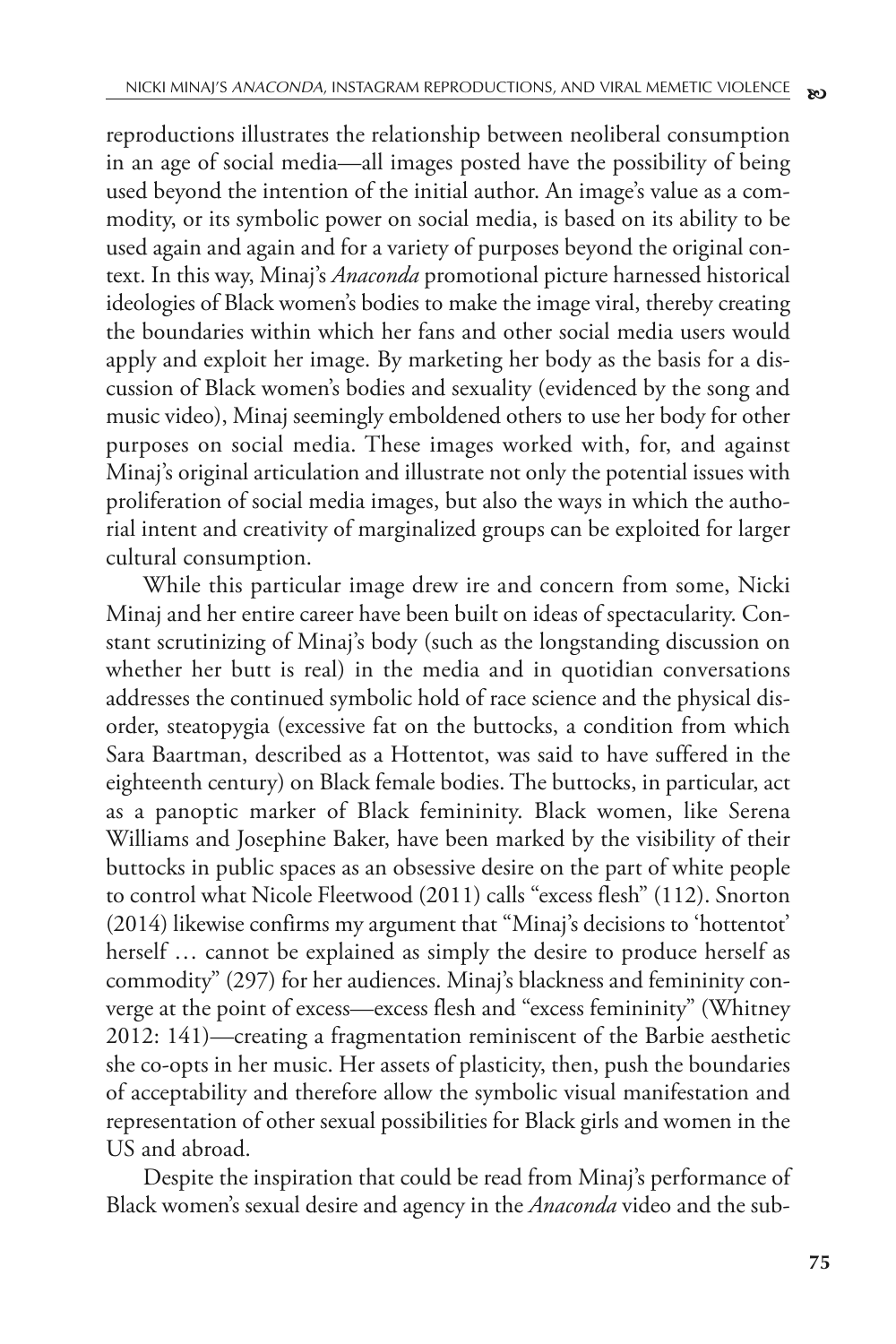reproductions illustrates the relationship between neoliberal consumption in an age of social media—all images posted have the possibility of being used beyond the intention of the initial author. An image's value as a commodity, or its symbolic power on social media, is based on its ability to be used again and again and for a variety of purposes beyond the original context. In this way, Minaj's *Anaconda* promotional picture harnessed historical ideologies of Black women's bodies to make the image viral, thereby creating the boundaries within which her fans and other social media users would apply and exploit her image. By marketing her body as the basis for a discussion of Black women's bodies and sexuality (evidenced by the song and music video), Minaj seemingly emboldened others to use her body for other purposes on social media. These images worked with, for, and against Minaj's original articulation and illustrate not only the potential issues with proliferation of social media images, but also the ways in which the authorial intent and creativity of marginalized groups can be exploited for larger cultural consumption.

While this particular image drew ire and concern from some, Nicki Minaj and her entire career have been built on ideas of spectacularity. Constant scrutinizing of Minaj's body (such as the longstanding discussion on whether her butt is real) in the media and in quotidian conversations addresses the continued symbolic hold of race science and the physical disorder, steatopygia (excessive fat on the buttocks, a condition from which Sara Baartman, described as a Hottentot, was said to have suffered in the eighteenth century) on Black female bodies. The buttocks, in particular, act as a panoptic marker of Black femininity. Black women, like Serena Williams and Josephine Baker, have been marked by the visibility of their buttocks in public spaces as an obsessive desire on the part of white people to control what Nicole Fleetwood (2011) calls "excess flesh" (112). Snorton (2014) likewise confirms my argument that "Minaj's decisions to 'hottentot' herself … cannot be explained as simply the desire to produce herself as commodity" (297) for her audiences. Minaj's blackness and femininity converge at the point of excess—excess flesh and "excess femininity" (Whitney 2012: 141)—creating a fragmentation reminiscent of the Barbie aesthetic she co-opts in her music. Her assets of plasticity, then, push the boundaries of acceptability and therefore allow the symbolic visual manifestation and representation of other sexual possibilities for Black girls and women in the US and abroad.

Despite the inspiration that could be read from Minaj's performance of Black women's sexual desire and agency in the *Anaconda* video and the sub-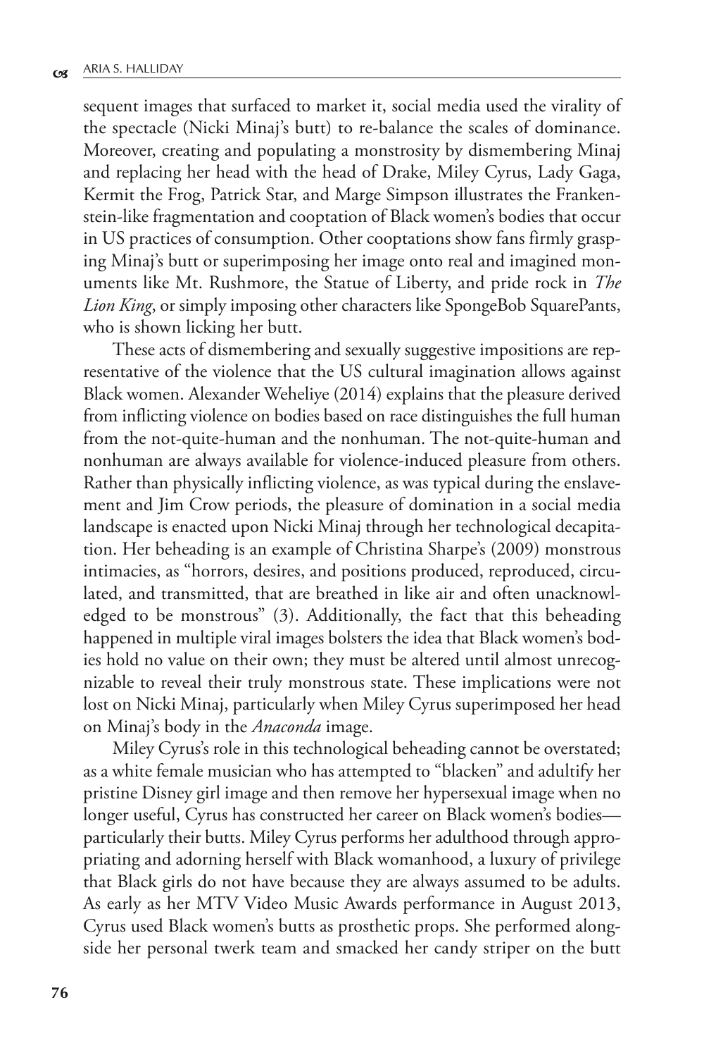sequent images that surfaced to market it, social media used the virality of the spectacle (Nicki Minaj's butt) to re-balance the scales of dominance. Moreover, creating and populating a monstrosity by dismembering Minaj and replacing her head with the head of Drake, Miley Cyrus, Lady Gaga, Kermit the Frog, Patrick Star, and Marge Simpson illustrates the Frankenstein-like fragmentation and cooptation of Black women's bodies that occur in US practices of consumption. Other cooptations show fans firmly grasping Minaj's butt or superimposing her image onto real and imagined monuments like Mt. Rushmore, the Statue of Liberty, and pride rock in *The Lion King*, or simply imposing other characters like SpongeBob SquarePants, who is shown licking her butt.

These acts of dismembering and sexually suggestive impositions are representative of the violence that the US cultural imagination allows against Black women. Alexander Weheliye (2014) explains that the pleasure derived from inflicting violence on bodies based on race distinguishes the full human from the not-quite-human and the nonhuman. The not-quite-human and nonhuman are always available for violence-induced pleasure from others. Rather than physically inflicting violence, as was typical during the enslavement and Jim Crow periods, the pleasure of domination in a social media landscape is enacted upon Nicki Minaj through her technological decapitation. Her beheading is an example of Christina Sharpe's (2009) monstrous intimacies, as "horrors, desires, and positions produced, reproduced, circulated, and transmitted, that are breathed in like air and often unacknowledged to be monstrous" (3). Additionally, the fact that this beheading happened in multiple viral images bolsters the idea that Black women's bodies hold no value on their own; they must be altered until almost unrecognizable to reveal their truly monstrous state. These implications were not lost on Nicki Minaj, particularly when Miley Cyrus superimposed her head on Minaj's body in the *Anaconda* image.

Miley Cyrus's role in this technological beheading cannot be overstated; as a white female musician who has attempted to "blacken" and adultify her pristine Disney girl image and then remove her hypersexual image when no longer useful, Cyrus has constructed her career on Black women's bodies—particularly their butts. Miley Cyrus performs her adulthood through appropriating and adorning herself with Black womanhood, a luxury of privilege that Black girls do not have because they are always assumed to be adults. As early as her MTV Video Music Awards performance in August 2013, Cyrus used Black women's butts as prosthetic props. She performed alongside her personal twerk team and smacked her candy striper on the butt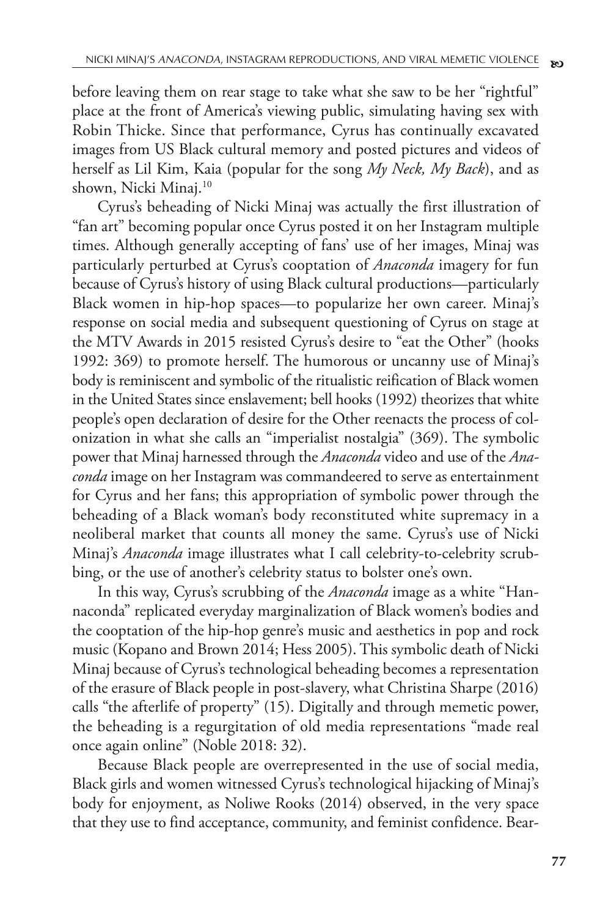before leaving them on rear stage to take what she saw to be her "rightful" place at the front of America's viewing public, simulating having sex with Robin Thicke. Since that performance, Cyrus has continually excavated images from US Black cultural memory and posted pictures and videos of herself as Lil Kim, Kaia (popular for the song *My Neck, My Back*), and as shown, Nicki Minaj.[10]

Cyrus's beheading of Nicki Minaj was actually the first illustration of "fan art" becoming popular once Cyrus posted it on her Instagram multiple times. Although generally accepting of fans' use of her images, Minaj was particularly perturbed at Cyrus's cooptation of *Anaconda* imagery for fun because of Cyrus's history of using Black cultural productions—particularly Black women in hip-hop spaces—to popularize her own career. Minaj's response on social media and subsequent questioning of Cyrus on stage at the MTV Awards in 2015 resisted Cyrus's desire to "eat the Other" (hooks 1992: 369) to promote herself. The humorous or uncanny use of Minaj's body is reminiscent and symbolic of the ritualistic reification of Black women in the United States since enslavement; bell hooks (1992) theorizes that white people's open declaration of desire for the Other reenacts the process of colonization in what she calls an "imperialist nostalgia" (369). The symbolic power that Minaj harnessed through the *Anaconda* video and use of the *Anaconda* image on her Instagram was commandeered to serve as entertainment for Cyrus and her fans; this appropriation of symbolic power through the beheading of a Black woman's body reconstituted white supremacy in a neoliberal market that counts all money the same. Cyrus's use of Nicki Minaj's *Anaconda* image illustrates what I call celebrity-to-celebrity scrubbing, or the use of another's celebrity status to bolster one's own.

In this way, Cyrus's scrubbing of the *Anaconda* image as a white "Hannaconda" replicated everyday marginalization of Black women's bodies and the cooptation of the hip-hop genre's music and aesthetics in pop and rock music (Kopano and Brown 2014; Hess 2005). This symbolic death of Nicki Minaj because of Cyrus's technological beheading becomes a representation of the erasure of Black people in post-slavery, what Christina Sharpe (2016) calls "the afterlife of property" (15). Digitally and through memetic power, the beheading is a regurgitation of old media representations "made real once again online" (Noble 2018: 32).

Because Black people are overrepresented in the use of social media, Black girls and women witnessed Cyrus's technological hijacking of Minaj's body for enjoyment, as Noliwe Rooks (2014) observed, in the very space that they use to find acceptance, community, and feminist confidence. Bear-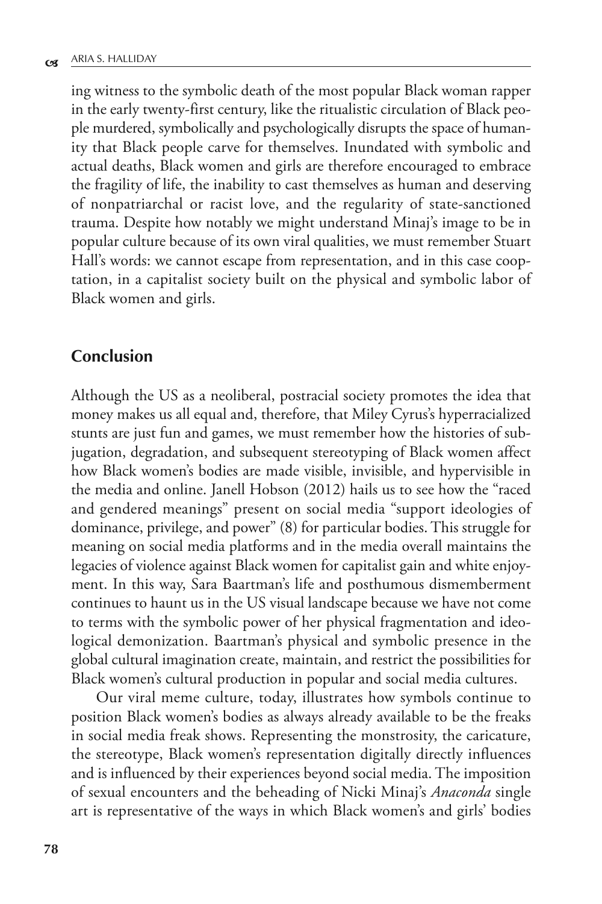ing witness to the symbolic death of the most popular Black woman rapper in the early twenty-first century, like the ritualistic circulation of Black people murdered, symbolically and psychologically disrupts the space of humanity that Black people carve for themselves. Inundated with symbolic and actual deaths, Black women and girls are therefore encouraged to embrace the fragility of life, the inability to cast themselves as human and deserving of nonpatriarchal or racist love, and the regularity of state-sanctioned trauma. Despite how notably we might understand Minaj's image to be in popular culture because of its own viral qualities, we must remember Stuart Hall's words: we cannot escape from representation, and in this case cooptation, in a capitalist society built on the physical and symbolic labor of Black women and girls.

## Conclusion

Although the US as a neoliberal, postracial society promotes the idea that money makes us all equal and, therefore, that Miley Cyrus's hyperracialized stunts are just fun and games, we must remember how the histories of subjugation, degradation, and subsequent stereotyping of Black women affect how Black women's bodies are made visible, invisible, and hypervisible in the media and online. Janell Hobson (2012) hails us to see how the "raced and gendered meanings" present on social media "support ideologies of dominance, privilege, and power" (8) for particular bodies. This struggle for meaning on social media platforms and in the media overall maintains the legacies of violence against Black women for capitalist gain and white enjoyment. In this way, Sara Baartman's life and posthumous dismemberment continues to haunt us in the US visual landscape because we have not come to terms with the symbolic power of her physical fragmentation and ideological demonization. Baartman's physical and symbolic presence in the global cultural imagination create, maintain, and restrict the possibilities for Black women's cultural production in popular and social media cultures.

Our viral meme culture, today, illustrates how symbols continue to position Black women's bodies as always already available to be the freaks in social media freak shows. Representing the monstrosity, the caricature, the stereotype, Black women's representation digitally directly influences and is influenced by their experiences beyond social media. The imposition of sexual encounters and the beheading of Nicki Minaj's *Anaconda* single art is representative of the ways in which Black women's and girls' bodies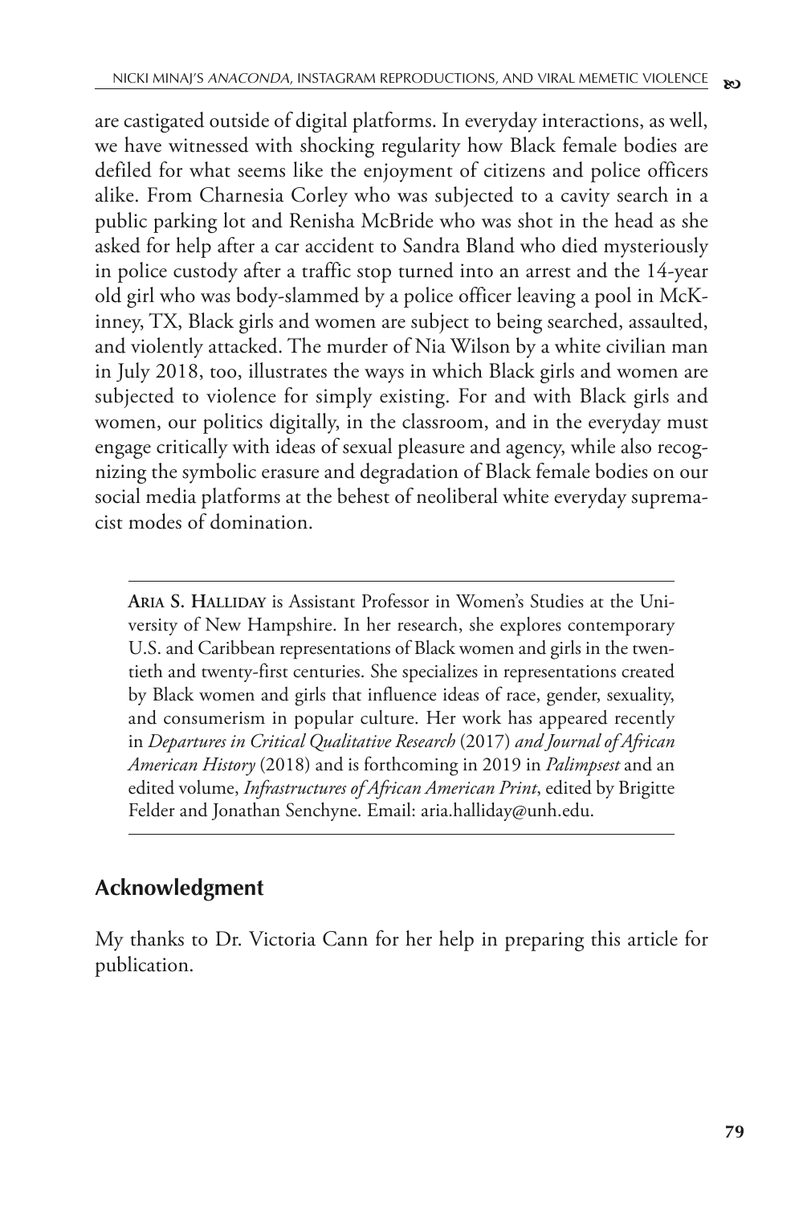are castigated outside of digital platforms. In everyday interactions, as well, we have witnessed with shocking regularity how Black female bodies are defiled for what seems like the enjoyment of citizens and police officers alike. From Charnesia Corley who was subjected to a cavity search in a public parking lot and Renisha McBride who was shot in the head as she asked for help after a car accident to Sandra Bland who died mysteriously in police custody after a traffic stop turned into an arrest and the 14-year old girl who was body-slammed by a police officer leaving a pool in McKinney, TX, Black girls and women are subject to being searched, assaulted, and violently attacked. The murder of Nia Wilson by a white civilian man in July 2018, too, illustrates the ways in which Black girls and women are subjected to violence for simply existing. For and with Black girls and women, our politics digitally, in the classroom, and in the everyday must engage critically with ideas of sexual pleasure and agency, while also recognizing the symbolic erasure and degradation of Black female bodies on our social media platforms at the behest of neoliberal white everyday supremacist modes of domination.

---

**Aria S. Halliday** is Assistant Professor in Women's Studies at the University of New Hampshire. In her research, she explores contemporary U.S. and Caribbean representations of Black women and girls in the twentieth and twenty-first centuries. She specializes in representations created by Black women and girls that influence ideas of race, gender, sexuality, and consumerism in popular culture. Her work has appeared recently in *Departures in Critical Qualitative Research* (2017) *and Journal of African American History* (2018) and is forthcoming in 2019 in *Palimpsest* and an edited volume, *Infrastructures of African American Print*, edited by Brigitte Felder and Jonathan Senchyne. Email: aria.halliday@unh.edu.

---

## Acknowledgment

My thanks to Dr. Victoria Cann for her help in preparing this article for publication.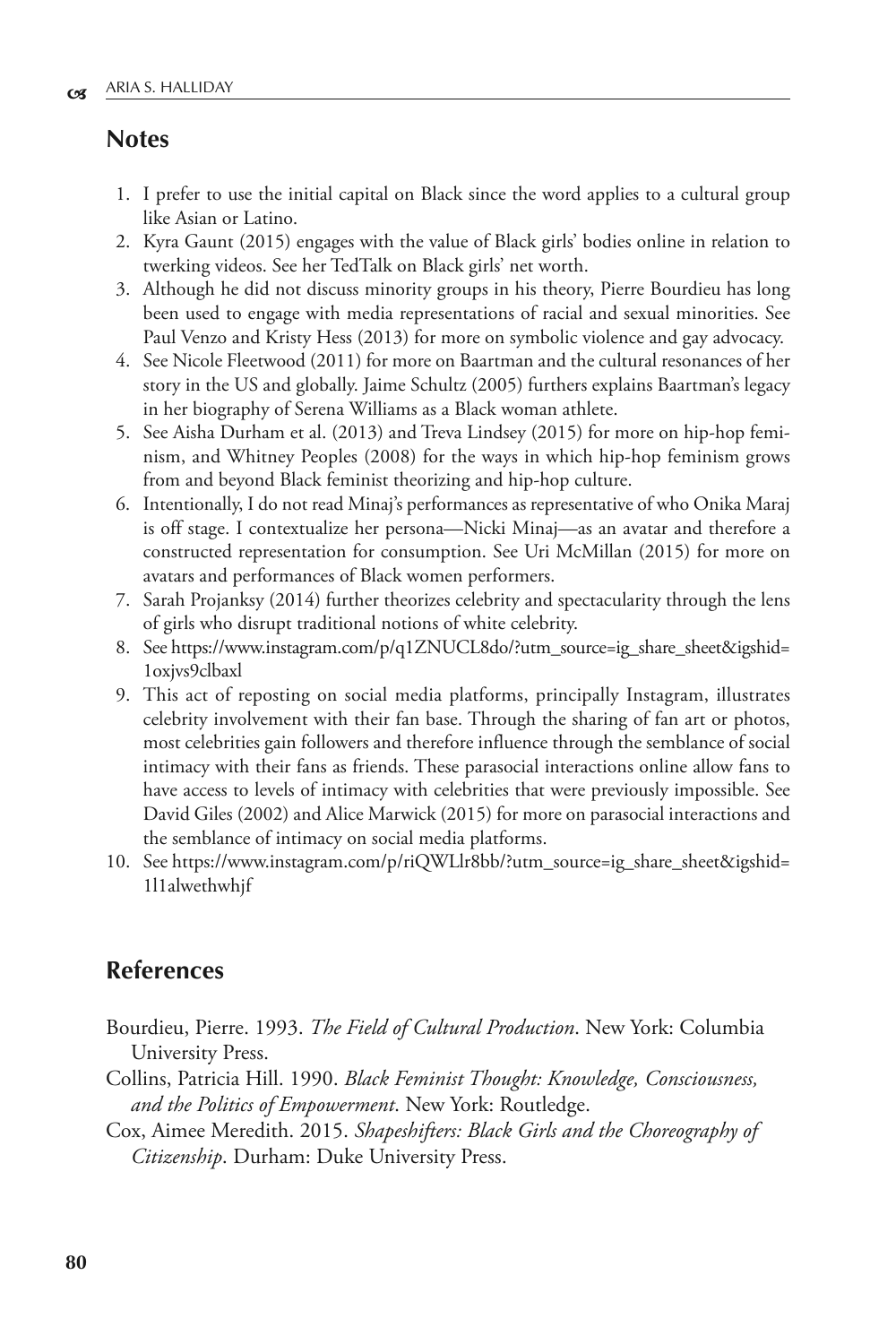## Notes

1. I prefer to use the initial capital on Black since the word applies to a cultural group like Asian or Latino.
2. Kyra Gaunt (2015) engages with the value of Black girls' bodies online in relation to twerking videos. See her TedTalk on Black girls' net worth.
3. Although he did not discuss minority groups in his theory, Pierre Bourdieu has long been used to engage with media representations of racial and sexual minorities. See Paul Venzo and Kristy Hess (2013) for more on symbolic violence and gay advocacy.
4. See Nicole Fleetwood (2011) for more on Baartman and the cultural resonances of her story in the US and globally. Jaime Schultz (2005) furthers explains Baartman's legacy in her biography of Serena Williams as a Black woman athlete.
5. See Aisha Durham et al. (2013) and Treva Lindsey (2015) for more on hip-hop feminism, and Whitney Peoples (2008) for the ways in which hip-hop feminism grows from and beyond Black feminist theorizing and hip-hop culture.
6. Intentionally, I do not read Minaj's performances as representative of who Onika Maraj is off stage. I contextualize her persona—Nicki Minaj—as an avatar and therefore a constructed representation for consumption. See Uri McMillan (2015) for more on avatars and performances of Black women performers.
7. Sarah Projanksy (2014) further theorizes celebrity and spectacularity through the lens of girls who disrupt traditional notions of white celebrity.
8. See https://www.instagram.com/p/q1ZNUCL8do/?utm_source=ig_share_sheet&igshid=1oxjvs9clbaxl
9. This act of reposting on social media platforms, principally Instagram, illustrates celebrity involvement with their fan base. Through the sharing of fan art or photos, most celebrities gain followers and therefore influence through the semblance of social intimacy with their fans as friends. These parasocial interactions online allow fans to have access to levels of intimacy with celebrities that were previously impossible. See David Giles (2002) and Alice Marwick (2015) for more on parasocial interactions and the semblance of intimacy on social media platforms.
10. See https://www.instagram.com/p/riQWLlr8bb/?utm_source=ig_share_sheet&igshid=1l1alwethwhjf

## References

Bourdieu, Pierre. 1993. *The Field of Cultural Production*. New York: Columbia University Press.

Collins, Patricia Hill. 1990. *Black Feminist Thought: Knowledge, Consciousness, and the Politics of Empowerment*. New York: Routledge.

Cox, Aimee Meredith. 2015. *Shapeshifters: Black Girls and the Choreography of Citizenship*. Durham: Duke University Press.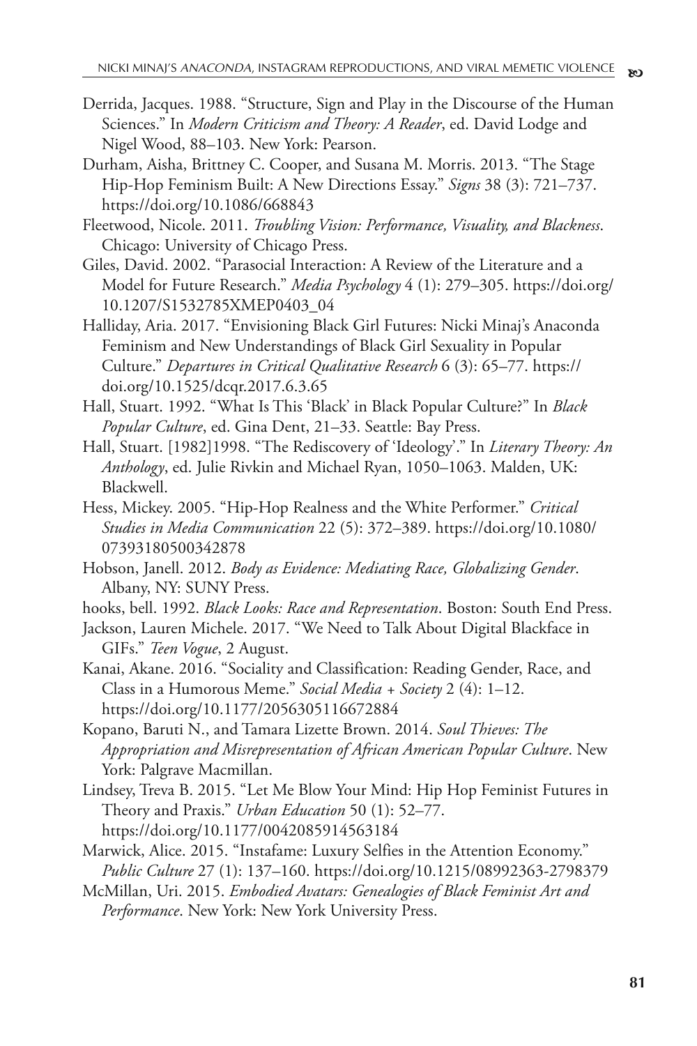Derrida, Jacques. 1988. "Structure, Sign and Play in the Discourse of the Human Sciences." In *Modern Criticism and Theory: A Reader*, ed. David Lodge and Nigel Wood, 88–103. New York: Pearson.

Durham, Aisha, Brittney C. Cooper, and Susana M. Morris. 2013. "The Stage Hip-Hop Feminism Built: A New Directions Essay." *Signs* 38 (3): 721–737. https://doi.org/10.1086/668843

Fleetwood, Nicole. 2011. *Troubling Vision: Performance, Visuality, and Blackness*. Chicago: University of Chicago Press.

Giles, David. 2002. "Parasocial Interaction: A Review of the Literature and a Model for Future Research." *Media Psychology* 4 (1): 279–305. https://doi.org/10.1207/S1532785XMEP0403_04

Halliday, Aria. 2017. "Envisioning Black Girl Futures: Nicki Minaj's Anaconda Feminism and New Understandings of Black Girl Sexuality in Popular Culture." *Departures in Critical Qualitative Research* 6 (3): 65–77. https://doi.org/10.1525/dcqr.2017.6.3.65

Hall, Stuart. 1992. "What Is This 'Black' in Black Popular Culture?" In *Black Popular Culture*, ed. Gina Dent, 21–33. Seattle: Bay Press.

Hall, Stuart. [1982]1998. "The Rediscovery of 'Ideology'." In *Literary Theory: An Anthology*, ed. Julie Rivkin and Michael Ryan, 1050–1063. Malden, UK: Blackwell.

Hess, Mickey. 2005. "Hip-Hop Realness and the White Performer." *Critical Studies in Media Communication* 22 (5): 372–389. https://doi.org/10.1080/07393180500342878

Hobson, Janell. 2012. *Body as Evidence: Mediating Race, Globalizing Gender*. Albany, NY: SUNY Press.

hooks, bell. 1992. *Black Looks: Race and Representation*. Boston: South End Press.

Jackson, Lauren Michele. 2017. "We Need to Talk About Digital Blackface in GIFs." *Teen Vogue*, 2 August.

Kanai, Akane. 2016. "Sociality and Classification: Reading Gender, Race, and Class in a Humorous Meme." *Social Media + Society* 2 (4): 1–12. https://doi.org/10.1177/2056305116672884

Kopano, Baruti N., and Tamara Lizette Brown. 2014. *Soul Thieves: The Appropriation and Misrepresentation of African American Popular Culture*. New York: Palgrave Macmillan.

Lindsey, Treva B. 2015. "Let Me Blow Your Mind: Hip Hop Feminist Futures in Theory and Praxis." *Urban Education* 50 (1): 52–77. https://doi.org/10.1177/0042085914563184

Marwick, Alice. 2015. "Instafame: Luxury Selfies in the Attention Economy." *Public Culture* 27 (1): 137–160. https://doi.org/10.1215/08992363-2798379

McMillan, Uri. 2015. *Embodied Avatars: Genealogies of Black Feminist Art and Performance*. New York: New York University Press.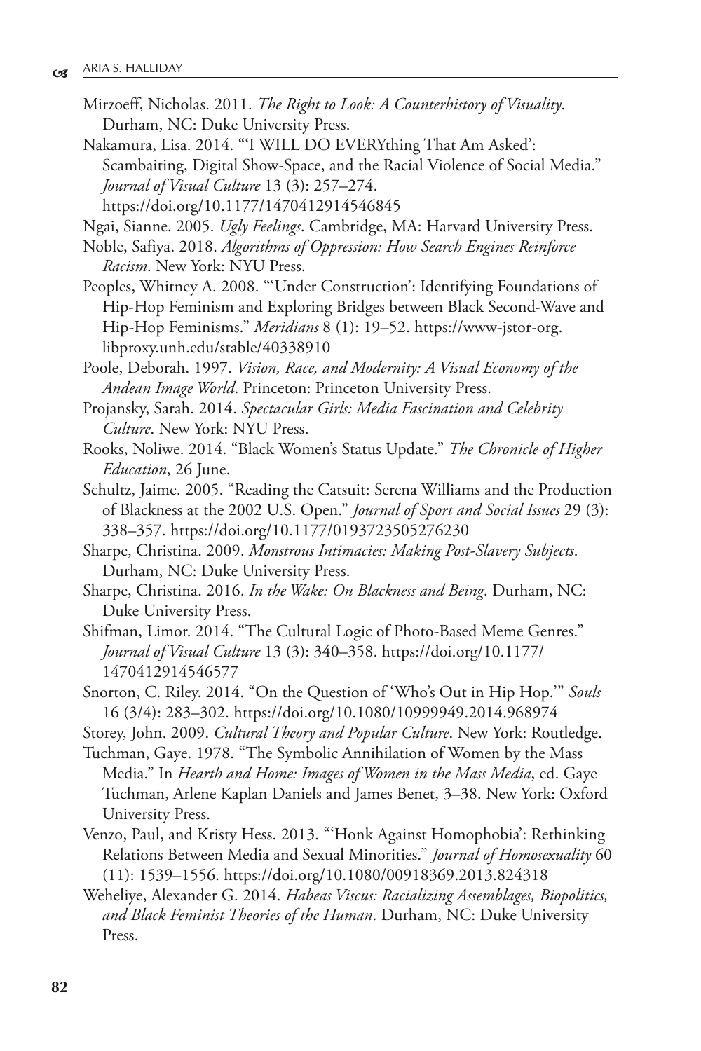Mirzoeff, Nicholas. 2011. *The Right to Look: A Counterhistory of Visuality*. Durham, NC: Duke University Press.

Nakamura, Lisa. 2014. "'I WILL DO EVERYthing That Am Asked': Scambaiting, Digital Show-Space, and the Racial Violence of Social Media." *Journal of Visual Culture* 13 (3): 257–274. https://doi.org/10.1177/1470412914546845

Ngai, Sianne. 2005. *Ugly Feelings*. Cambridge, MA: Harvard University Press.

Noble, Safiya. 2018. *Algorithms of Oppression: How Search Engines Reinforce Racism*. New York: NYU Press.

Peoples, Whitney A. 2008. "'Under Construction': Identifying Foundations of Hip-Hop Feminism and Exploring Bridges between Black Second-Wave and Hip-Hop Feminisms." *Meridians* 8 (1): 19–52. https://www-jstor-org.libproxy.unh.edu/stable/40338910

Poole, Deborah. 1997. *Vision, Race, and Modernity: A Visual Economy of the Andean Image World*. Princeton: Princeton University Press.

Projansky, Sarah. 2014. *Spectacular Girls: Media Fascination and Celebrity Culture*. New York: NYU Press.

Rooks, Noliwe. 2014. "Black Women's Status Update." *The Chronicle of Higher Education*, 26 June.

Schultz, Jaime. 2005. "Reading the Catsuit: Serena Williams and the Production of Blackness at the 2002 U.S. Open." *Journal of Sport and Social Issues* 29 (3): 338–357. https://doi.org/10.1177/0193723505276230

Sharpe, Christina. 2009. *Monstrous Intimacies: Making Post-Slavery Subjects*. Durham, NC: Duke University Press.

Sharpe, Christina. 2016. *In the Wake: On Blackness and Being*. Durham, NC: Duke University Press.

Shifman, Limor. 2014. "The Cultural Logic of Photo-Based Meme Genres." *Journal of Visual Culture* 13 (3): 340–358. https://doi.org/10.1177/1470412914546577

Snorton, C. Riley. 2014. "On the Question of 'Who's Out in Hip Hop.'" *Souls* 16 (3/4): 283–302. https://doi.org/10.1080/10999949.2014.968974

Storey, John. 2009. *Cultural Theory and Popular Culture*. New York: Routledge.

Tuchman, Gaye. 1978. "The Symbolic Annihilation of Women by the Mass Media." In *Hearth and Home: Images of Women in the Mass Media*, ed. Gaye Tuchman, Arlene Kaplan Daniels and James Benet, 3–38. New York: Oxford University Press.

Venzo, Paul, and Kristy Hess. 2013. "'Honk Against Homophobia': Rethinking Relations Between Media and Sexual Minorities." *Journal of Homosexuality* 60 (11): 1539–1556. https://doi.org/10.1080/00918369.2013.824318

Weheliye, Alexander G. 2014. *Habeas Viscus: Racializing Assemblages, Biopolitics, and Black Feminist Theories of the Human*. Durham, NC: Duke University Press.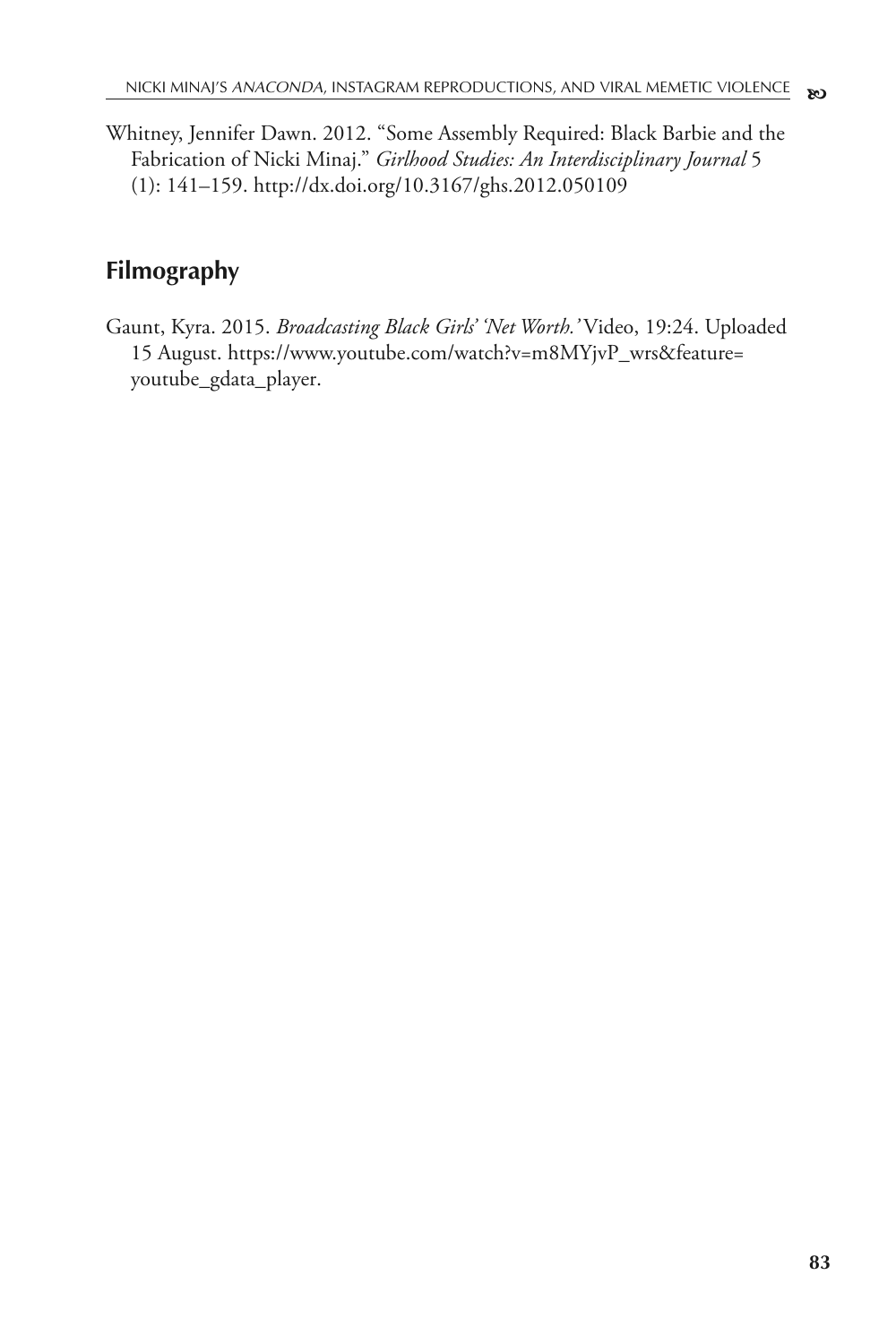Whitney, Jennifer Dawn. 2012. "Some Assembly Required: Black Barbie and the Fabrication of Nicki Minaj." *Girlhood Studies: An Interdisciplinary Journal* 5 (1): 141–159. http://dx.doi.org/10.3167/ghs.2012.050109

## Filmography

Gaunt, Kyra. 2015. *Broadcasting Black Girls' 'Net Worth.'* Video, 19:24. Uploaded 15 August. https://www.youtube.com/watch?v=m8MYjvP_wrs&feature=youtube_gdata_player.